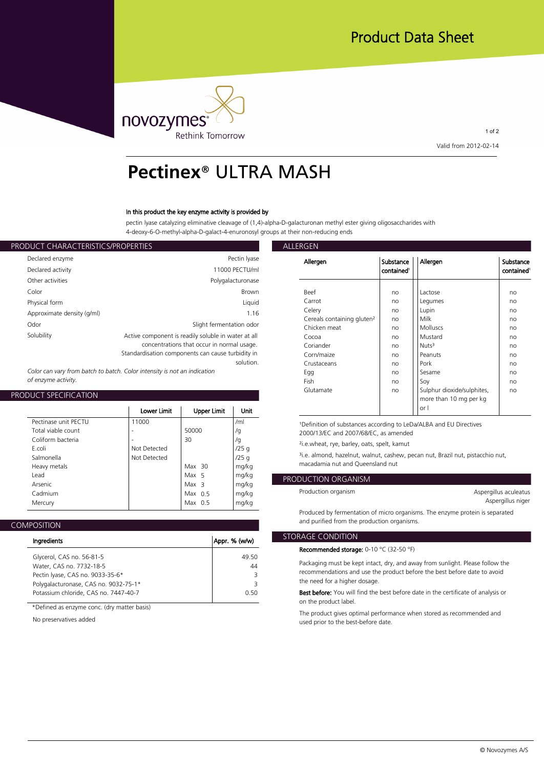# Product Data Sheet

Valid from 2012-02-14

# Pectinex® ULTRA MASH

**In this product the key enzyme activity is provided by**

pectin lyase catalyzing eliminative cleavage of (1,4)-alpha-D-galacturonan methyl ester giving oligosaccharides with 4-deoxy-6-O-methyl-alpha-D-galact-4-enuronosyl groups at their non-reducing ends

## PRODUCT CHARACTERISTICS/PROPERTIES

| | |
|---|---|
| Declared enzyme | Pectin lyase |
| Declared activity | 11000 PECTU/ml |
| Other activities | Polygalacturonase |
| Color | Brown |
| Physical form | Liquid |
| Approximate density (g/ml) | 1.16 |
| Odor | Slight fermentation odor |
| Solubility | Active component is readily soluble in water at all concentrations that occur in normal usage. Standardisation components can cause turbidity in solution. |

*Color can vary from batch to batch. Color intensity is not an indication of enzyme activity.*

## PRODUCT SPECIFICATION

| | Lower Limit | Upper Limit | Unit |
|---|---|---|---|
| Pectinase unit PECTU | 11000 | | /ml |
| Total viable count | - | 50000 | /g |
| Coliform bacteria | - | 30 | /g |
| E.coli | Not Detected | | /25 g |
| Salmonella | Not Detected | | /25 g |
| Heavy metals | | Max 30 | mg/kg |
| Lead | | Max 5 | mg/kg |
| Arsenic | | Max 3 | mg/kg |
| Cadmium | | Max 0.5 | mg/kg |
| Mercury | | Max 0.5 | mg/kg |

## COMPOSITION

| Ingredients | Appr. % (w/w) |
|---|---|
| Glycerol, CAS no. 56-81-5 | 49.50 |
| Water, CAS no. 7732-18-5 | 44 |
| Pectin lyase, CAS no. 9033-35-6* | 3 |
| Polygalacturonase, CAS no. 9032-75-1* | 3 |
| Potassium chloride, CAS no. 7447-40-7 | 0.50 |

*Defined as enzyme conc. (dry matter basis)

No preservatives added

## ALLERGEN

| Allergen | Substance contained[1] | Allergen | Substance contained[1] |
|---|---|---|---|
| Beef | no | Lactose | no |
| Carrot | no | Legumes | no |
| Celery | no | Lupin | no |
| Cereals containing gluten[2] | no | Milk | no |
| Chicken meat | no | Molluscs | no |
| Cocoa | no | Mustard | no |
| Coriander | no | Nuts[3] | no |
| Corn/maize | no | Peanuts | no |
| Crustaceans | no | Pork | no |
| Egg | no | Sesame | no |
| Fish | no | Soy | no |
| Glutamate | no | Sulphur dioxide/sulphites, more than 10 mg per kg or l | no |

[1]Definition of substances according to LeDa/ALBA and EU Directives 2000/13/EC and 2007/68/EC, as amended

[2]i.e.wheat, rye, barley, oats, spelt, kamut

[3]i.e. almond, hazelnut, walnut, cashew, pecan nut, Brazil nut, pistachio nut, macadamia nut and Queensland nut

## PRODUCTION ORGANISM

| | |
|---|---|
| Production organism | Aspergillus aculeatus<br>Aspergillus niger |

Produced by fermentation of micro organisms. The enzyme protein is separated and purified from the production organisms.

## STORAGE CONDITION

**Recommended storage:** 0-10 °C (32-50 °F)

Packaging must be kept intact, dry, and away from sunlight. Please follow the recommendations and use the product before the best before date to avoid the need for a higher dosage.

**Best before:** You will find the best before date in the certificate of analysis or on the product label.

The product gives optimal performance when stored as recommended and used prior to the best-before date.

© Novozymes A/S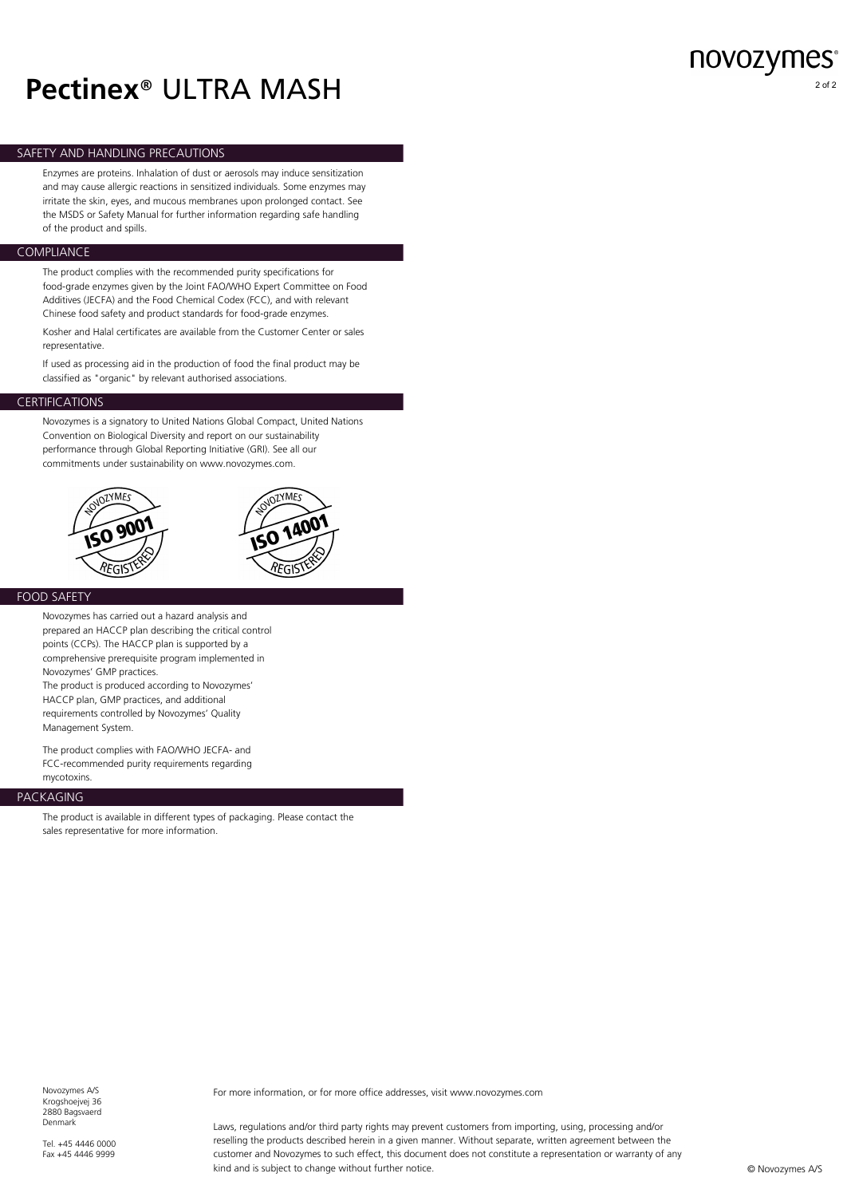# **Pectinex**® ULTRA MASH

## SAFETY AND HANDLING PRECAUTIONS

Enzymes are proteins. Inhalation of dust or aerosols may induce sensitization and may cause allergic reactions in sensitized individuals. Some enzymes may irritate the skin, eyes, and mucous membranes upon prolonged contact. See the MSDS or Safety Manual for further information regarding safe handling of the product and spills.

## COMPLIANCE

The product complies with the recommended purity specifications for food-grade enzymes given by the Joint FAO/WHO Expert Committee on Food Additives (JECFA) and the Food Chemical Codex (FCC), and with relevant Chinese food safety and product standards for food-grade enzymes.

Kosher and Halal certificates are available from the Customer Center or sales representative.

If used as processing aid in the production of food the final product may be classified as "organic" by relevant authorised associations.

## CERTIFICATIONS

Novozymes is a signatory to United Nations Global Compact, United Nations Convention on Biological Diversity and report on our sustainability performance through Global Reporting Initiative (GRI). See all our commitments under sustainability on www.novozymes.com.

NOVOZYMES ISO 9001 REGISTERED

NOVOZYMES ISO 14001 REGISTERED

## FOOD SAFETY

Novozymes has carried out a hazard analysis and prepared an HACCP plan describing the critical control points (CCPs). The HACCP plan is supported by a comprehensive prerequisite program implemented in Novozymes' GMP practices.
The product is produced according to Novozymes' HACCP plan, GMP practices, and additional requirements controlled by Novozymes' Quality Management System.

The product complies with FAO/WHO JECFA- and FCC-recommended purity requirements regarding mycotoxins.

## PACKAGING

The product is available in different types of packaging. Please contact the sales representative for more information.

Novozymes A/S
Krogshoejvej 36
2880 Bagsvaerd
Denmark

Tel. +45 4446 0000
Fax +45 4446 9999

For more information, or for more office addresses, visit www.novozymes.com

Laws, regulations and/or third party rights may prevent customers from importing, using, processing and/or reselling the products described herein in a given manner. Without separate, written agreement between the customer and Novozymes to such effect, this document does not constitute a representation or warranty of any kind and is subject to change without further notice.

© Novozymes A/S